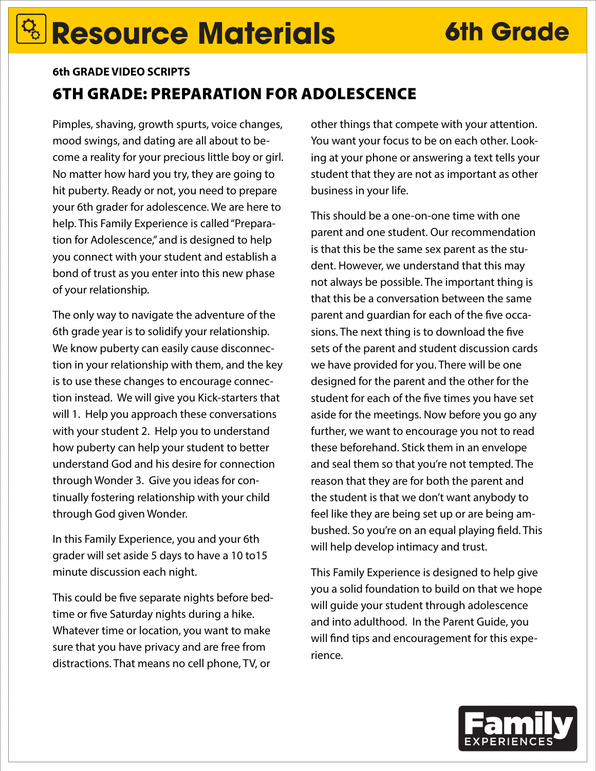# Resource Materials

6th Grade

**6th GRADE VIDEO SCRIPTS**

## 6TH GRADE: PREPARATION FOR ADOLESCENCE

Pimples, shaving, growth spurts, voice changes, mood swings, and dating are all about to become a reality for your precious little boy or girl. No matter how hard you try, they are going to hit puberty. Ready or not, you need to prepare your 6th grader for adolescence. We are here to help. This Family Experience is called "Preparation for Adolescence," and is designed to help you connect with your student and establish a bond of trust as you enter into this new phase of your relationship.

The only way to navigate the adventure of the 6th grade year is to solidify your relationship. We know puberty can easily cause disconnection in your relationship with them, and the key is to use these changes to encourage connection instead. We will give you Kick-starters that will 1. Help you approach these conversations with your student 2. Help you to understand how puberty can help your student to better understand God and his desire for connection through Wonder 3. Give you ideas for continually fostering relationship with your child through God given Wonder.

In this Family Experience, you and your 6th grader will set aside 5 days to have a 10 to15 minute discussion each night.

This could be five separate nights before bedtime or five Saturday nights during a hike. Whatever time or location, you want to make sure that you have privacy and are free from distractions. That means no cell phone, TV, or other things that compete with your attention. You want your focus to be on each other. Looking at your phone or answering a text tells your student that they are not as important as other business in your life.

This should be a one-on-one time with one parent and one student. Our recommendation is that this be the same sex parent as the student. However, we understand that this may not always be possible. The important thing is that this be a conversation between the same parent and guardian for each of the five occasions. The next thing is to download the five sets of the parent and student discussion cards we have provided for you. There will be one designed for the parent and the other for the student for each of the five times you have set aside for the meetings. Now before you go any further, we want to encourage you not to read these beforehand. Stick them in an envelope and seal them so that you're not tempted. The reason that they are for both the parent and the student is that we don't want anybody to feel like they are being set up or are being ambushed. So you're on an equal playing field. This will help develop intimacy and trust.

This Family Experience is designed to help give you a solid foundation to build on that we hope will guide your student through adolescence and into adulthood. In the Parent Guide, you will find tips and encouragement for this experience.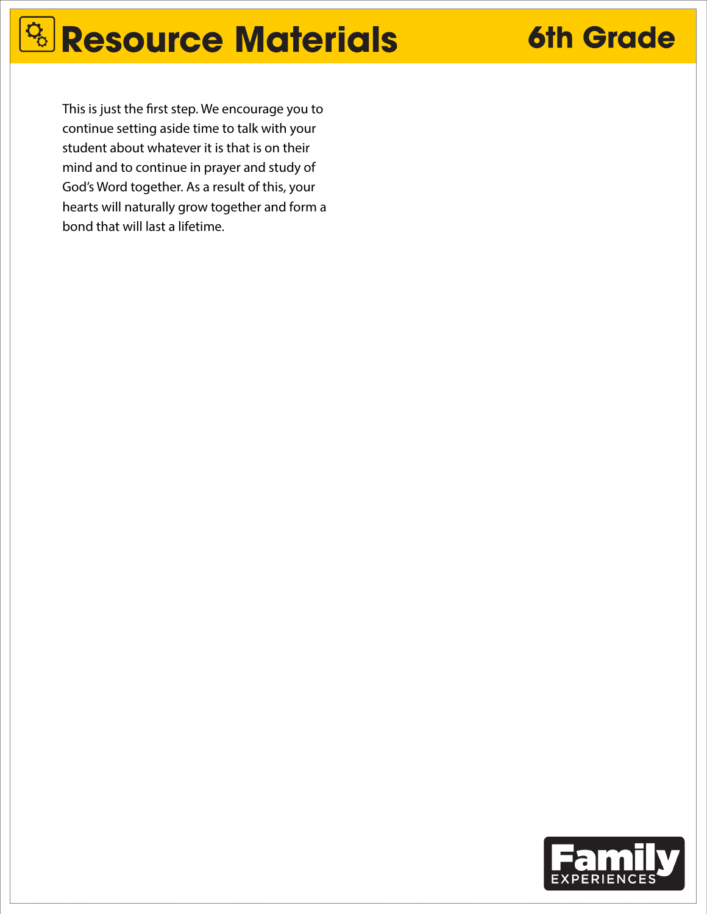# Resource Materials

6th Grade

This is just the first step. We encourage you to continue setting aside time to talk with your student about whatever it is that is on their mind and to continue in prayer and study of God's Word together. As a result of this, your hearts will naturally grow together and form a bond that will last a lifetime.

Family EXPERIENCES